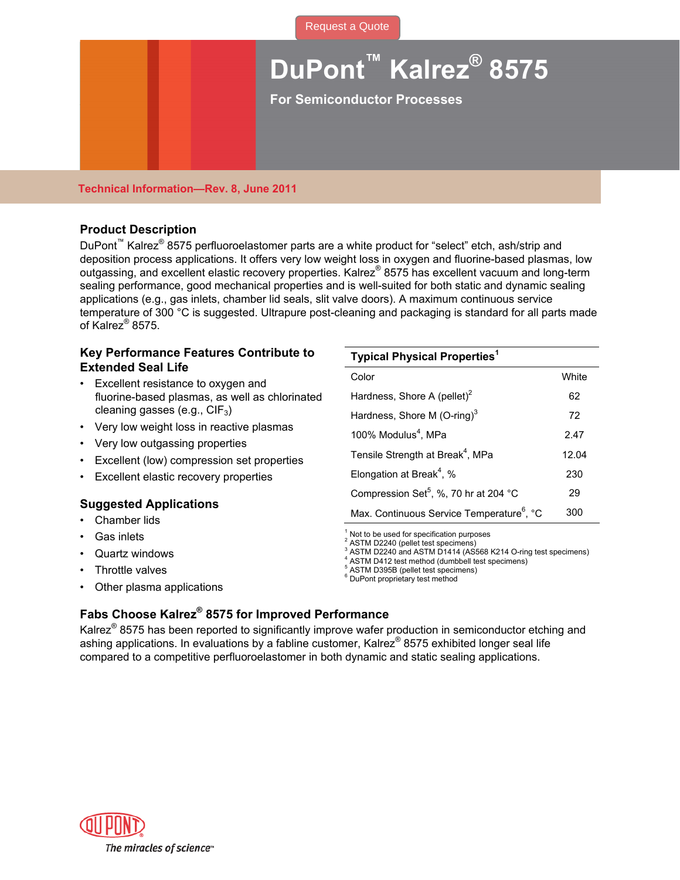Request a Quote

# DuPont™ Kalrez® 8575

## For Semiconductor Processes

Technical Information—Rev. 8, June 2011

### Product Description

DuPont™ Kalrez® 8575 perfluoroelastomer parts are a white product for “select” etch, ash/strip and deposition process applications. It offers very low weight loss in oxygen and fluorine-based plasmas, low outgassing, and excellent elastic recovery properties. Kalrez® 8575 has excellent vacuum and long-term sealing performance, good mechanical properties and is well-suited for both static and dynamic sealing applications (e.g., gas inlets, chamber lid seals, slit valve doors). A maximum continuous service temperature of 300 °C is suggested. Ultrapure post-cleaning and packaging is standard for all parts made of Kalrez® 8575.

### Key Performance Features Contribute to Extended Seal Life

- Excellent resistance to oxygen and fluorine-based plasmas, as well as chlorinated cleaning gasses (e.g., $ClF_3$)
- Very low weight loss in reactive plasmas
- Very low outgassing properties
- Excellent (low) compression set properties
- Excellent elastic recovery properties

### Suggested Applications

- Chamber lids
- Gas inlets
- Quartz windows
- Throttle valves
- Other plasma applications

| Typical Physical Properties[1] | |
|---|---|
| Color | White |
| Hardness, Shore A (pellet)[2] | 62 |
| Hardness, Shore M (O-ring)[3] | 72 |
| 100% Modulus[4], MPa | 2.47 |
| Tensile Strength at Break[4], MPa | 12.04 |
| Elongation at Break[4], % | 230 |
| Compression Set[5], %, 70 hr at 204 °C | 29 |
| Max. Continuous Service Temperature[6], °C | 300 |

[1] Not to be used for specification purposes
[2] ASTM D2240 (pellet test specimens)
[3] ASTM D2240 and ASTM D1414 (AS568 K214 O-ring test specimens)
[4] ASTM D412 test method (dumbbell test specimens)
[5] ASTM D395B (pellet test specimens)
[6] DuPont proprietary test method

### Fabs Choose Kalrez® 8575 for Improved Performance

Kalrez® 8575 has been reported to significantly improve wafer production in semiconductor etching and ashing applications. In evaluations by a fabline customer, Kalrez® 8575 exhibited longer seal life compared to a competitive perfluoroelastomer in both dynamic and static sealing applications.

DUPONT
The miracles of science™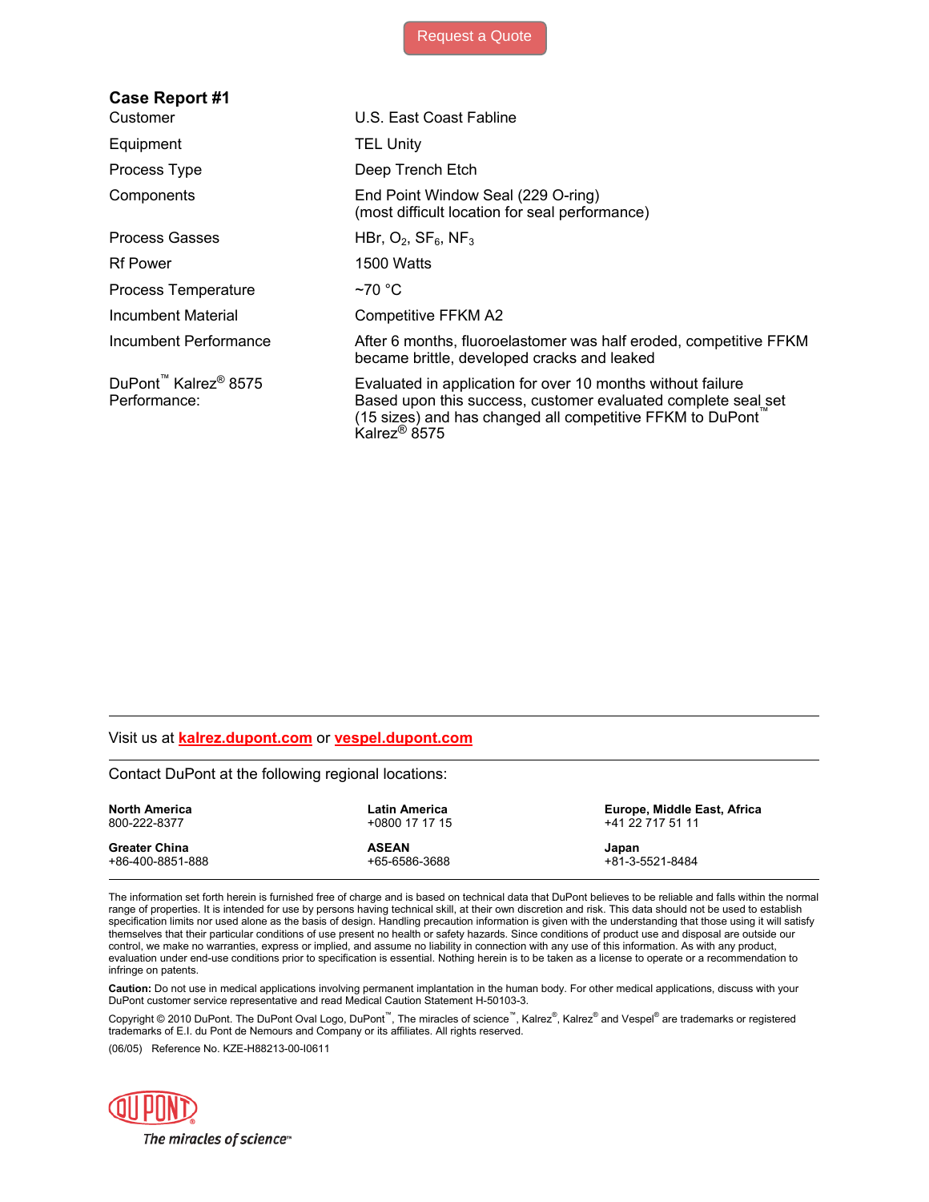Request a Quote

## Case Report #1

| | |
|---|---|
| Customer | U.S. East Coast Fabline |
| Equipment | TEL Unity |
| Process Type | Deep Trench Etch |
| Components | End Point Window Seal (229 O-ring) (most difficult location for seal performance) |
| Process Gasses | HBr, $O_2$, $SF_6$, $NF_3$ |
| Rf Power | 1500 Watts |
| Process Temperature | ~70 °C |
| Incumbent Material | Competitive FFKM A2 |
| Incumbent Performance | After 6 months, fluoroelastomer was half eroded, competitive FFKM became brittle, developed cracks and leaked |
| DuPont™ Kalrez® 8575 Performance: | Evaluated in application for over 10 months without failure<br>Based upon this success, customer evaluated complete seal set (15 sizes) and has changed all competitive FFKM to DuPont™ Kalrez® 8575 |

---

Visit us at **kalrez.dupont.com** or **vespel.dupont.com**

---

Contact DuPont at the following regional locations:

**North America**
800-222-8377

**Latin America**
+0800 17 17 15

**Europe, Middle East, Africa**
+41 22 717 51 11

**Greater China**
+86-400-8851-888

**ASEAN**
+65-6586-3688

**Japan**
+81-3-5521-8484

---

The information set forth herein is furnished free of charge and is based on technical data that DuPont believes to be reliable and falls within the normal range of properties. It is intended for use by persons having technical skill, at their own discretion and risk. This data should not be used to establish specification limits nor used alone as the basis of design. Handling precaution information is given with the understanding that those using it will satisfy themselves that their particular conditions of use present no health or safety hazards. Since conditions of product use and disposal are outside our control, we make no warranties, express or implied, and assume no liability in connection with any use of this information. As with any product, evaluation under end-use conditions prior to specification is essential. Nothing herein is to be taken as a license to operate or a recommendation to infringe on patents.

**Caution:** Do not use in medical applications involving permanent implantation in the human body. For other medical applications, discuss with your DuPont customer service representative and read Medical Caution Statement H-50103-3.

Copyright © 2010 DuPont. The DuPont Oval Logo, DuPont™, The miracles of science™, Kalrez®, Kalrez® and Vespel® are trademarks or registered trademarks of E.I. du Pont de Nemours and Company or its affiliates. All rights reserved.

(06/05) Reference No. KZE-H88213-00-I0611

DUPONT
*The miracles of science™*